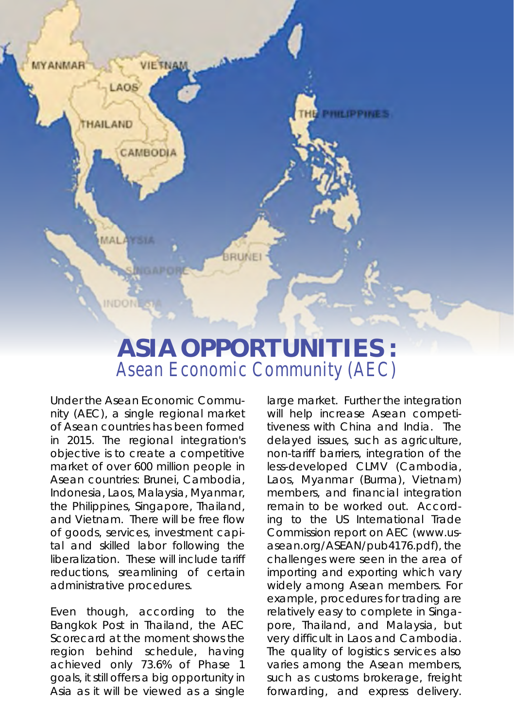# ASIA OPPORTUNITIES :

## Asean Economic Community (AEC)

Under the Asean Economic Community (AEC), a single regional market of Asean countries has been formed in 2015. The regional integration's objective is to create a competitive market of over 600 million people in Asean countries: Brunei, Cambodia, Indonesia, Laos, Malaysia, Myanmar, the Philippines, Singapore, Thailand, and Vietnam. There will be free flow of goods, services, investment capital and skilled labor following the liberalization. These will include tariff reductions, sreamlining of certain administrative procedures.

Even though, according to the Bangkok Post in Thailand, the AEC Scorecard at the moment shows the region behind schedule, having achieved only 73.6% of Phase 1 goals, it still offers a big opportunity in Asia as it will be viewed as a single large market. Further the integration will help increase Asean competitiveness with China and India. The delayed issues, such as agriculture, non-tariff barriers, integration of the less-developed CLMV (Cambodia, Laos, Myanmar (Burma), Vietnam) members, and financial integration remain to be worked out. According to the US International Trade Commission report on AEC (www.us-asean.org/ASEAN/pub4176.pdf), the challenges were seen in the area of importing and exporting which vary widely among Asean members. For example, procedures for trading are relatively easy to complete in Singapore, Thailand, and Malaysia, but very difficult in Laos and Cambodia. The quality of logistics services also varies among the Asean members, such as customs brokerage, freight forwarding, and express delivery.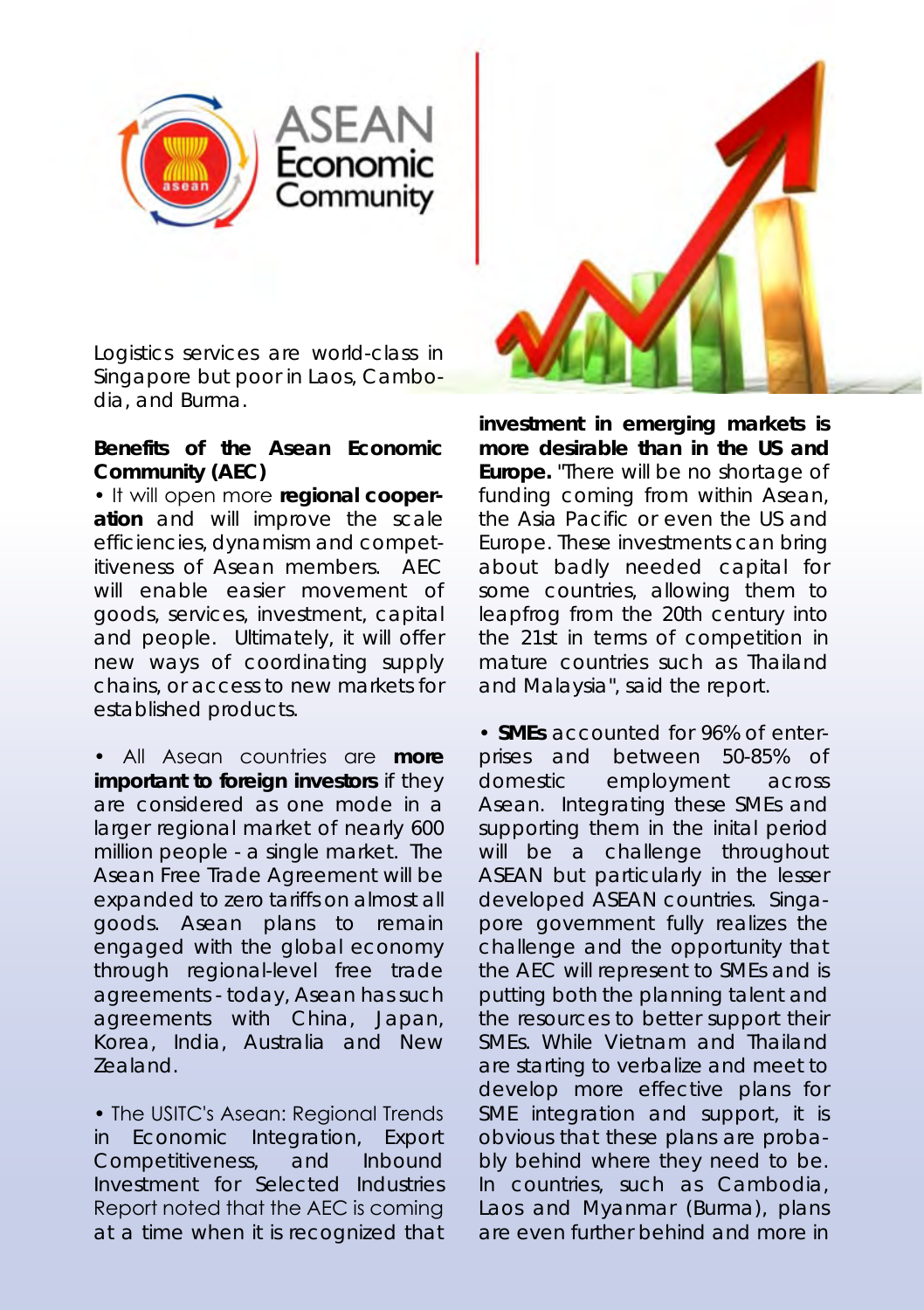Logistics services are world-class in Singapore but poor in Laos, Cambodia, and Burma.

**Benefits of the Asean Economic Community (AEC)**

• It will open more **regional cooperation** and will improve the scale efficiencies, dynamism and competitiveness of Asean members. AEC will enable easier movement of goods, services, investment, capital and people. Ultimately, it will offer new ways of coordinating supply chains, or access to new markets for established products.

• All Asean countries are **more important to foreign investors** if they are considered as one mode in a larger regional market of nearly 600 million people - a single market. The Asean Free Trade Agreement will be expanded to zero tariffs on almost all goods. Asean plans to remain engaged with the global economy through regional-level free trade agreements - today, Asean has such agreements with China, Japan, Korea, India, Australia and New Zealand.

• The USITC's Asean: Regional Trends in Economic Integration, Export Competitiveness, and Inbound Investment for Selected Industries Report noted that the AEC is coming at a time when it is recognized that **investment in emerging markets is more desirable than in the US and Europe.** "There will be no shortage of funding coming from within Asean, the Asia Pacific or even the US and Europe. These investments can bring about badly needed capital for some countries, allowing them to leapfrog from the 20th century into the 21st in terms of competition in mature countries such as Thailand and Malaysia", said the report.

• **SMEs** accounted for 96% of enterprises and between 50-85% of domestic employment across Asean. Integrating these SMEs and supporting them in the inital period will be a challenge throughout ASEAN but particularly in the lesser developed ASEAN countries. Singapore government fully realizes the challenge and the opportunity that the AEC will represent to SMEs and is putting both the planning talent and the resources to better support their SMEs. While Vietnam and Thailand are starting to verbalize and meet to develop more effective plans for SME integration and support, it is obvious that these plans are probably behind where they need to be. In countries, such as Cambodia, Laos and Myanmar (Burma), plans are even further behind and more in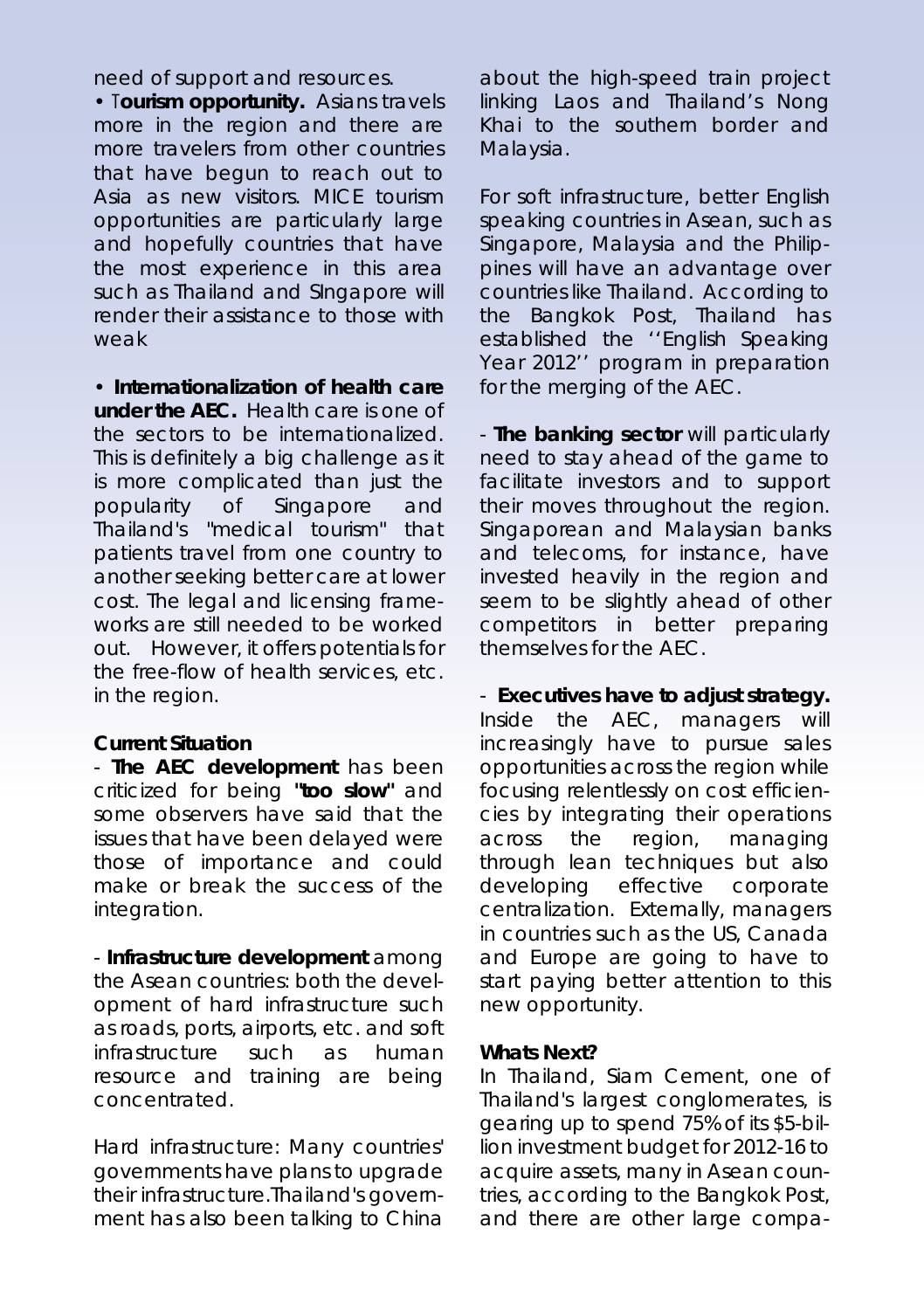need of support and resources.

• T**ourism opportunity.** Asians travels more in the region and there are more travelers from other countries that have begun to reach out to Asia as new visitors. MICE tourism opportunities are particularly large and hopefully countries that have the most experience in this area such as Thailand and SIngapore will render their assistance to those with weak

• **Internationalization of health care under the AEC.** Health care is one of the sectors to be internationalized. This is definitely a big challenge as it is more complicated than just the popularity of Singapore and Thailand's "medical tourism" that patients travel from one country to another seeking better care at lower cost. The legal and licensing frameworks are still needed to be worked out. However, it offers potentials for the free-flow of health services, etc. in the region.

**Current Situation**

- **The AEC development** has been criticized for being **"too slow"** and some observers have said that the issues that have been delayed were those of importance and could make or break the success of the integration.

- **Infrastructure development** among the Asean countries: both the development of hard infrastructure such as roads, ports, airports, etc. and soft infrastructure such as human resource and training are being concentrated.

Hard infrastructure: Many countries' governments have plans to upgrade their infrastructure.Thailand's government has also been talking to China about the high-speed train project linking Laos and Thailand's Nong Khai to the southern border and Malaysia.

For soft infrastructure, better English speaking countries in Asean, such as Singapore, Malaysia and the Philippines will have an advantage over countries like Thailand. According to the Bangkok Post, Thailand has established the ''English Speaking Year 2012'' program in preparation for the merging of the AEC.

- **The banking sector** will particularly need to stay ahead of the game to facilitate investors and to support their moves throughout the region. Singaporean and Malaysian banks and telecoms, for instance, have invested heavily in the region and seem to be slightly ahead of other competitors in better preparing themselves for the AEC.

- **Executives have to adjust strategy.** Inside the AEC, managers will increasingly have to pursue sales opportunities across the region while focusing relentlessly on cost efficiencies by integrating their operations across the region, managing through lean techniques but also developing effective corporate centralization. Externally, managers in countries such as the US, Canada and Europe are going to have to start paying better attention to this new opportunity.

**Whats Next?**

In Thailand, Siam Cement, one of Thailand's largest conglomerates, is gearing up to spend 75% of its $5-billion investment budget for 2012-16 to acquire assets, many in Asean countries, according to the Bangkok Post, and there are other large compa-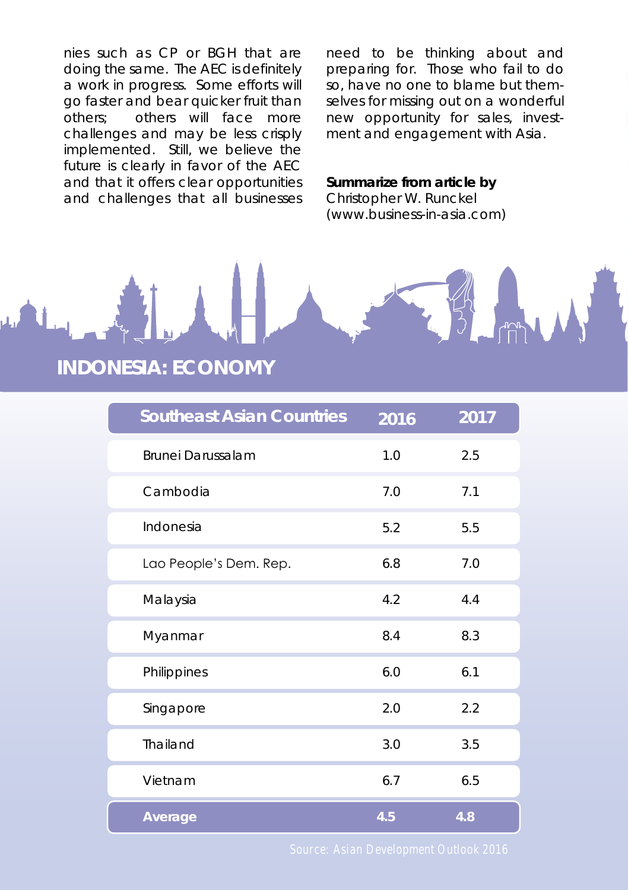nies such as CP or BGH that are doing the same. The AEC is definitely a work in progress. Some efforts will go faster and bear quicker fruit than others; others will face more challenges and may be less crisply implemented. Still, we believe the future is clearly in favor of the AEC and that it offers clear opportunities and challenges that all businesses need to be thinking about and preparing for. Those who fail to do so, have no one to blame but themselves for missing out on a wonderful new opportunity for sales, investment and engagement with Asia.

**Summarize from article by**
Christopher W. Runckel
(www.business-in-asia.com)

## INDONESIA: ECONOMY

| Southeast Asian Countries | 2016 | 2017 |
|---|---|---|
| Brunei Darussalam | 1.0 | 2.5 |
| Cambodia | 7.0 | 7.1 |
| Indonesia | 5.2 | 5.5 |
| Lao People's Dem. Rep. | 6.8 | 7.0 |
| Malaysia | 4.2 | 4.4 |
| Myanmar | 8.4 | 8.3 |
| Philippines | 6.0 | 6.1 |
| Singapore | 2.0 | 2.2 |
| Thailand | 3.0 | 3.5 |
| Vietnam | 6.7 | 6.5 |
| **Average** | **4.5** | **4.8** |

Source: Asian Development Outlook 2016